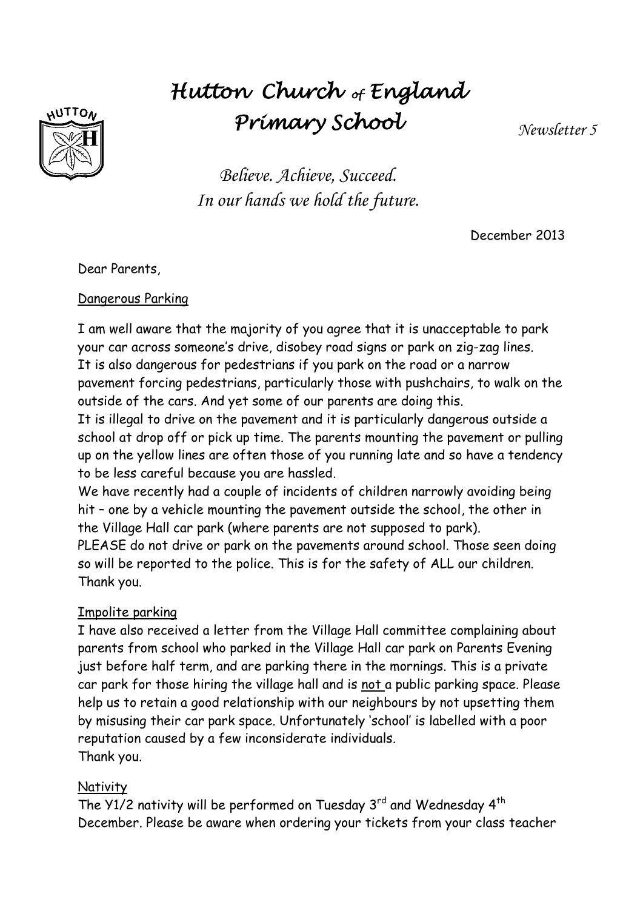# Hutton Church of England Primary School

*Newsletter 5*

*Believe. Achieve, Succeed.*
*In our hands we hold the future.*

December 2013

Dear Parents,

## Dangerous Parking

I am well aware that the majority of you agree that it is unacceptable to park your car across someone's drive, disobey road signs or park on zig-zag lines. It is also dangerous for pedestrians if you park on the road or a narrow pavement forcing pedestrians, particularly those with pushchairs, to walk on the outside of the cars. And yet some of our parents are doing this.

It is illegal to drive on the pavement and it is particularly dangerous outside a school at drop off or pick up time. The parents mounting the pavement or pulling up on the yellow lines are often those of you running late and so have a tendency to be less careful because you are hassled.

We have recently had a couple of incidents of children narrowly avoiding being hit – one by a vehicle mounting the pavement outside the school, the other in the Village Hall car park (where parents are not supposed to park).

PLEASE do not drive or park on the pavements around school. Those seen doing so will be reported to the police. This is for the safety of ALL our children. Thank you.

## Impolite parking

I have also received a letter from the Village Hall committee complaining about parents from school who parked in the Village Hall car park on Parents Evening just before half term, and are parking there in the mornings. This is a private car park for those hiring the village hall and is not a public parking space. Please help us to retain a good relationship with our neighbours by not upsetting them by misusing their car park space. Unfortunately 'school' is labelled with a poor reputation caused by a few inconsiderate individuals.
Thank you.

## Nativity

The Y1/2 nativity will be performed on Tuesday 3rd and Wednesday 4th December. Please be aware when ordering your tickets from your class teacher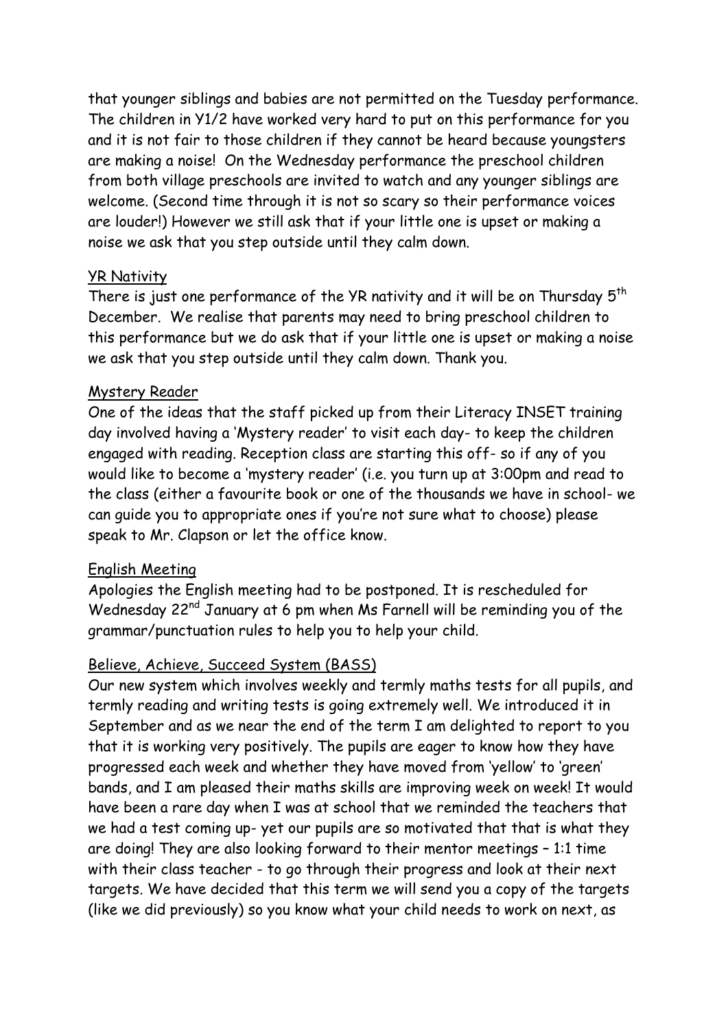that younger siblings and babies are not permitted on the Tuesday performance. The children in Y1/2 have worked very hard to put on this performance for you and it is not fair to those children if they cannot be heard because youngsters are making a noise! On the Wednesday performance the preschool children from both village preschools are invited to watch and any younger siblings are welcome. (Second time through it is not so scary so their performance voices are louder!) However we still ask that if your little one is upset or making a noise we ask that you step outside until they calm down.

## YR Nativity

There is just one performance of the YR nativity and it will be on Thursday 5th December. We realise that parents may need to bring preschool children to this performance but we do ask that if your little one is upset or making a noise we ask that you step outside until they calm down. Thank you.

## Mystery Reader

One of the ideas that the staff picked up from their Literacy INSET training day involved having a 'Mystery reader' to visit each day- to keep the children engaged with reading. Reception class are starting this off- so if any of you would like to become a 'mystery reader' (i.e. you turn up at 3:00pm and read to the class (either a favourite book or one of the thousands we have in school- we can guide you to appropriate ones if you're not sure what to choose) please speak to Mr. Clapson or let the office know.

## English Meeting

Apologies the English meeting had to be postponed. It is rescheduled for Wednesday 22nd January at 6 pm when Ms Farnell will be reminding you of the grammar/punctuation rules to help you to help your child.

## Believe, Achieve, Succeed System (BASS)

Our new system which involves weekly and termly maths tests for all pupils, and termly reading and writing tests is going extremely well. We introduced it in September and as we near the end of the term I am delighted to report to you that it is working very positively. The pupils are eager to know how they have progressed each week and whether they have moved from 'yellow' to 'green' bands, and I am pleased their maths skills are improving week on week! It would have been a rare day when I was at school that we reminded the teachers that we had a test coming up- yet our pupils are so motivated that that is what they are doing! They are also looking forward to their mentor meetings – 1:1 time with their class teacher - to go through their progress and look at their next targets. We have decided that this term we will send you a copy of the targets (like we did previously) so you know what your child needs to work on next, as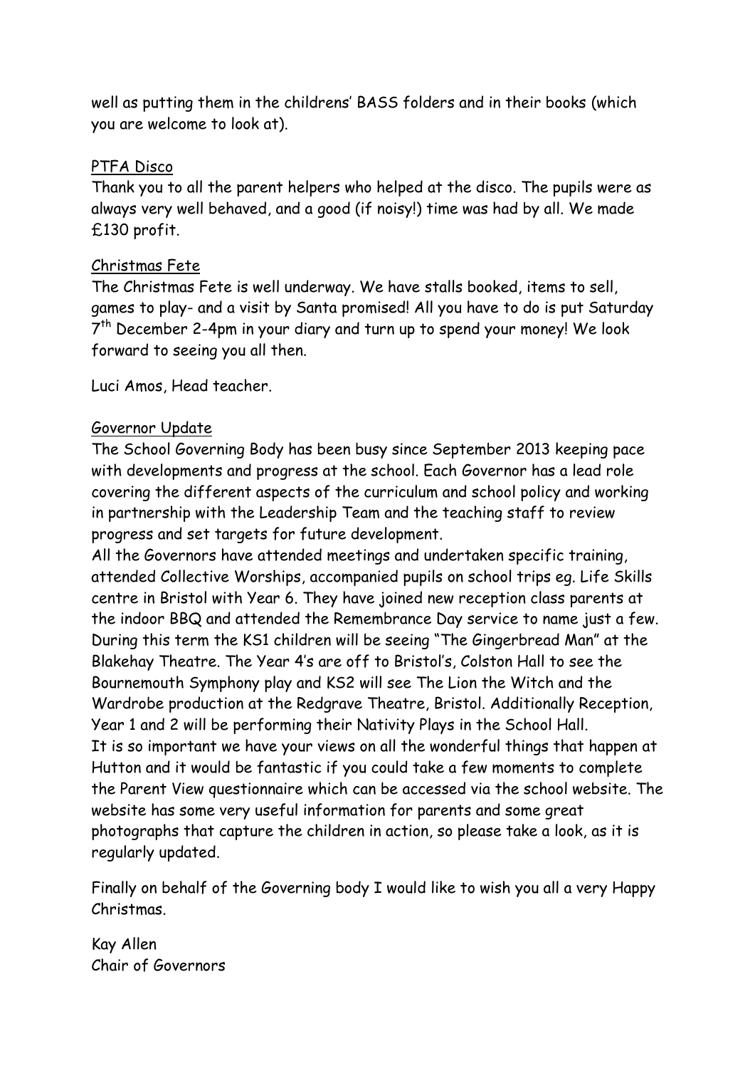well as putting them in the childrens' BASS folders and in their books (which you are welcome to look at).

## PTFA Disco

Thank you to all the parent helpers who helped at the disco. The pupils were as always very well behaved, and a good (if noisy!) time was had by all. We made £130 profit.

## Christmas Fete

The Christmas Fete is well underway. We have stalls booked, items to sell, games to play- and a visit by Santa promised! All you have to do is put Saturday 7th December 2-4pm in your diary and turn up to spend your money! We look forward to seeing you all then.

Luci Amos, Head teacher.

## Governor Update

The School Governing Body has been busy since September 2013 keeping pace with developments and progress at the school. Each Governor has a lead role covering the different aspects of the curriculum and school policy and working in partnership with the Leadership Team and the teaching staff to review progress and set targets for future development.

All the Governors have attended meetings and undertaken specific training, attended Collective Worships, accompanied pupils on school trips eg. Life Skills centre in Bristol with Year 6. They have joined new reception class parents at the indoor BBQ and attended the Remembrance Day service to name just a few. During this term the KS1 children will be seeing "The Gingerbread Man" at the Blakehay Theatre. The Year 4's are off to Bristol's, Colston Hall to see the Bournemouth Symphony play and KS2 will see The Lion the Witch and the Wardrobe production at the Redgrave Theatre, Bristol. Additionally Reception, Year 1 and 2 will be performing their Nativity Plays in the School Hall.

It is so important we have your views on all the wonderful things that happen at Hutton and it would be fantastic if you could take a few moments to complete the Parent View questionnaire which can be accessed via the school website. The website has some very useful information for parents and some great photographs that capture the children in action, so please take a look, as it is regularly updated.

Finally on behalf of the Governing body I would like to wish you all a very Happy Christmas.

Kay Allen
Chair of Governors